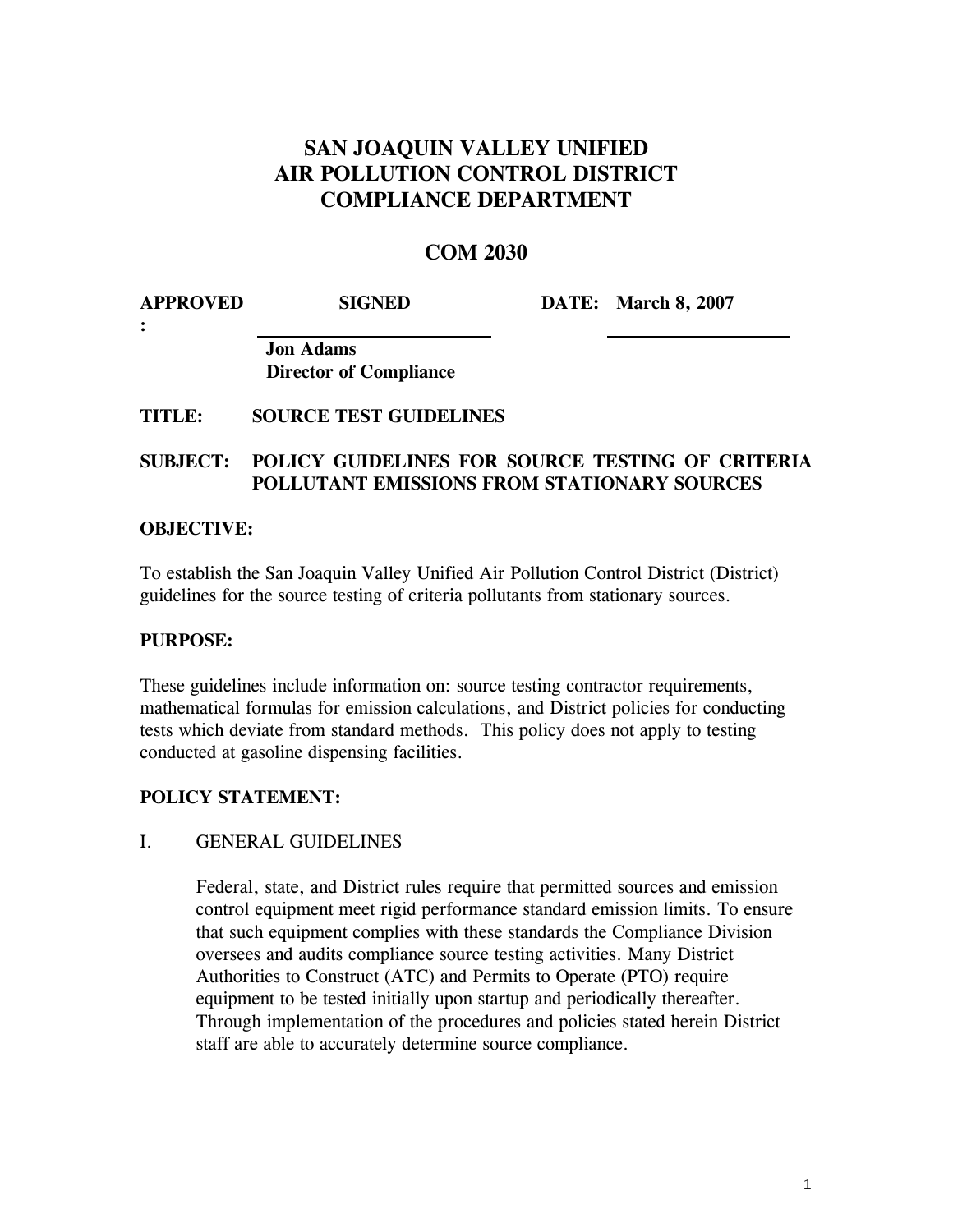# SAN JOAQUIN VALLEY UNIFIED AIR POLLUTION CONTROL DISTRICT COMPLIANCE DEPARTMENT

## COM 2030

**APPROVED:** SIGNED **DATE: March 8, 2007**

**Jon Adams**
**Director of Compliance**

**TITLE:** **SOURCE TEST GUIDELINES**

**SUBJECT:** **POLICY GUIDELINES FOR SOURCE TESTING OF CRITERIA POLLUTANT EMISSIONS FROM STATIONARY SOURCES**

**OBJECTIVE:**

To establish the San Joaquin Valley Unified Air Pollution Control District (District) guidelines for the source testing of criteria pollutants from stationary sources.

**PURPOSE:**

These guidelines include information on: source testing contractor requirements, mathematical formulas for emission calculations, and District policies for conducting tests which deviate from standard methods. This policy does not apply to testing conducted at gasoline dispensing facilities.

**POLICY STATEMENT:**

I. GENERAL GUIDELINES

Federal, state, and District rules require that permitted sources and emission control equipment meet rigid performance standard emission limits. To ensure that such equipment complies with these standards the Compliance Division oversees and audits compliance source testing activities. Many District Authorities to Construct (ATC) and Permits to Operate (PTO) require equipment to be tested initially upon startup and periodically thereafter. Through implementation of the procedures and policies stated herein District staff are able to accurately determine source compliance.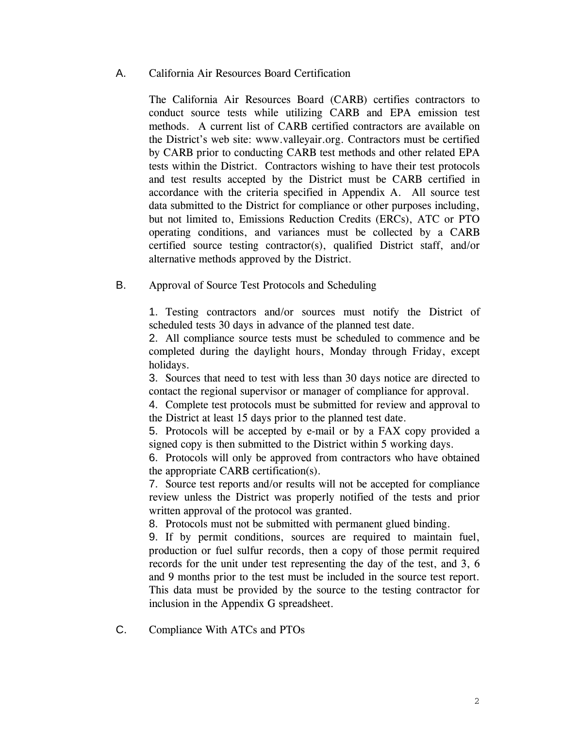## A. California Air Resources Board Certification

The California Air Resources Board (CARB) certifies contractors to conduct source tests while utilizing CARB and EPA emission test methods. A current list of CARB certified contractors are available on the District's web site: www.valleyair.org. Contractors must be certified by CARB prior to conducting CARB test methods and other related EPA tests within the District. Contractors wishing to have their test protocols and test results accepted by the District must be CARB certified in accordance with the criteria specified in Appendix A. All source test data submitted to the District for compliance or other purposes including, but not limited to, Emissions Reduction Credits (ERCs), ATC or PTO operating conditions, and variances must be collected by a CARB certified source testing contractor(s), qualified District staff, and/or alternative methods approved by the District.

## B. Approval of Source Test Protocols and Scheduling

1. Testing contractors and/or sources must notify the District of scheduled tests 30 days in advance of the planned test date.
2. All compliance source tests must be scheduled to commence and be completed during the daylight hours, Monday through Friday, except holidays.
3. Sources that need to test with less than 30 days notice are directed to contact the regional supervisor or manager of compliance for approval.
4. Complete test protocols must be submitted for review and approval to the District at least 15 days prior to the planned test date.
5. Protocols will be accepted by e-mail or by a FAX copy provided a signed copy is then submitted to the District within 5 working days.
6. Protocols will only be approved from contractors who have obtained the appropriate CARB certification(s).
7. Source test reports and/or results will not be accepted for compliance review unless the District was properly notified of the tests and prior written approval of the protocol was granted.
8. Protocols must not be submitted with permanent glued binding.
9. If by permit conditions, sources are required to maintain fuel, production or fuel sulfur records, then a copy of those permit required records for the unit under test representing the day of the test, and 3, 6 and 9 months prior to the test must be included in the source test report. This data must be provided by the source to the testing contractor for inclusion in the Appendix G spreadsheet.

## C. Compliance With ATCs and PTOs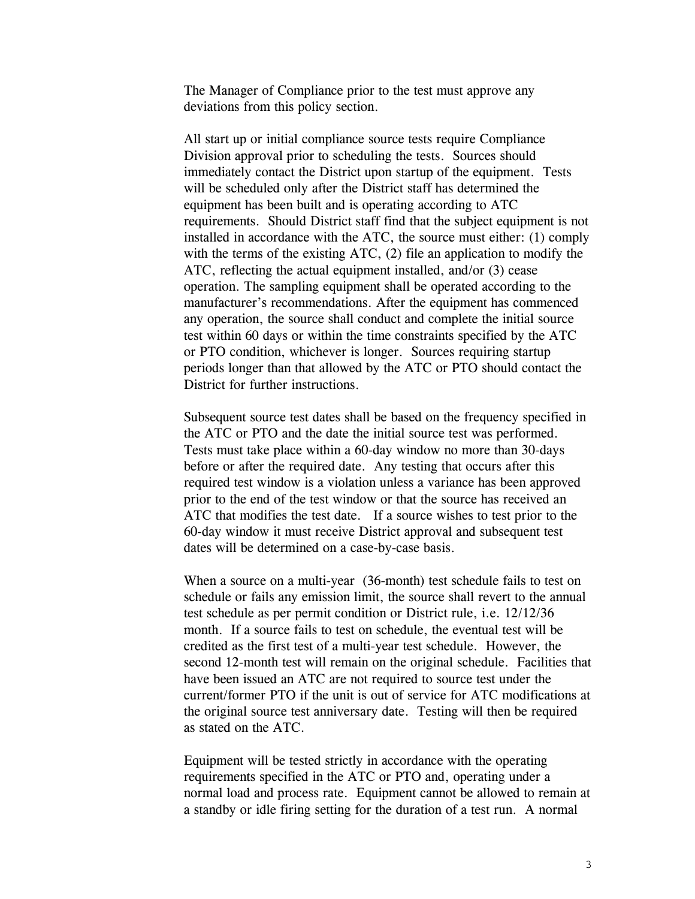The Manager of Compliance prior to the test must approve any deviations from this policy section.

All start up or initial compliance source tests require Compliance Division approval prior to scheduling the tests. Sources should immediately contact the District upon startup of the equipment. Tests will be scheduled only after the District staff has determined the equipment has been built and is operating according to ATC requirements. Should District staff find that the subject equipment is not installed in accordance with the ATC, the source must either: (1) comply with the terms of the existing ATC, (2) file an application to modify the ATC, reflecting the actual equipment installed, and/or (3) cease operation. The sampling equipment shall be operated according to the manufacturer's recommendations. After the equipment has commenced any operation, the source shall conduct and complete the initial source test within 60 days or within the time constraints specified by the ATC or PTO condition, whichever is longer. Sources requiring startup periods longer than that allowed by the ATC or PTO should contact the District for further instructions.

Subsequent source test dates shall be based on the frequency specified in the ATC or PTO and the date the initial source test was performed. Tests must take place within a 60-day window no more than 30-days before or after the required date. Any testing that occurs after this required test window is a violation unless a variance has been approved prior to the end of the test window or that the source has received an ATC that modifies the test date. If a source wishes to test prior to the 60-day window it must receive District approval and subsequent test dates will be determined on a case-by-case basis.

When a source on a multi-year (36-month) test schedule fails to test on schedule or fails any emission limit, the source shall revert to the annual test schedule as per permit condition or District rule, i.e. 12/12/36 month. If a source fails to test on schedule, the eventual test will be credited as the first test of a multi-year test schedule. However, the second 12-month test will remain on the original schedule. Facilities that have been issued an ATC are not required to source test under the current/former PTO if the unit is out of service for ATC modifications at the original source test anniversary date. Testing will then be required as stated on the ATC.

Equipment will be tested strictly in accordance with the operating requirements specified in the ATC or PTO and, operating under a normal load and process rate. Equipment cannot be allowed to remain at a standby or idle firing setting for the duration of a test run. A normal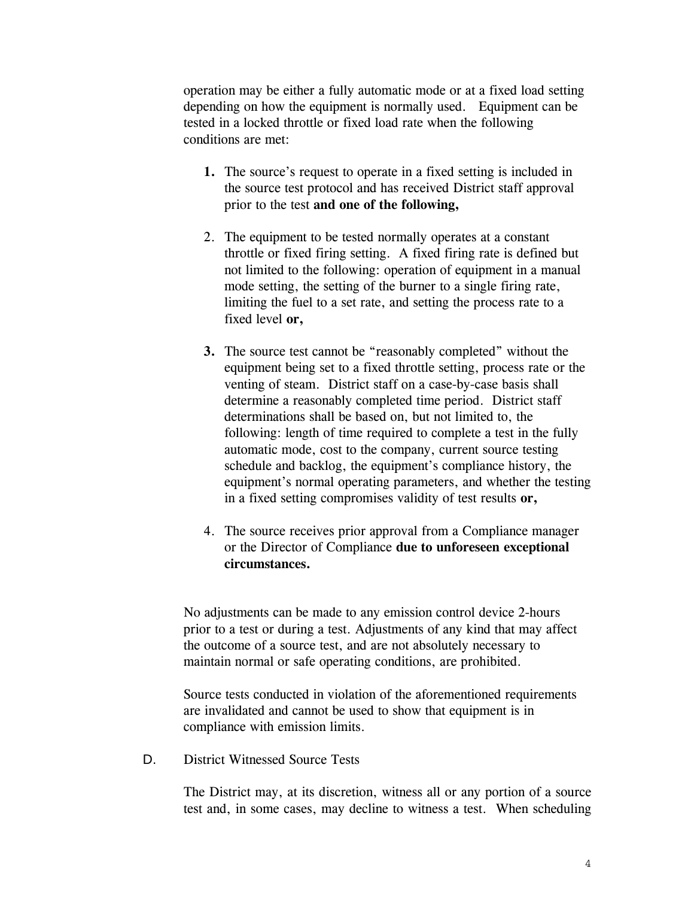operation may be either a fully automatic mode or at a fixed load setting depending on how the equipment is normally used. Equipment can be tested in a locked throttle or fixed load rate when the following conditions are met:

1. The source's request to operate in a fixed setting is included in the source test protocol and has received District staff approval prior to the test **and one of the following,**

2. The equipment to be tested normally operates at a constant throttle or fixed firing setting. A fixed firing rate is defined but not limited to the following: operation of equipment in a manual mode setting, the setting of the burner to a single firing rate, limiting the fuel to a set rate, and setting the process rate to a fixed level **or,**

3. The source test cannot be "reasonably completed" without the equipment being set to a fixed throttle setting, process rate or the venting of steam. District staff on a case-by-case basis shall determine a reasonably completed time period. District staff determinations shall be based on, but not limited to, the following: length of time required to complete a test in the fully automatic mode, cost to the company, current source testing schedule and backlog, the equipment's compliance history, the equipment's normal operating parameters, and whether the testing in a fixed setting compromises validity of test results **or,**

4. The source receives prior approval from a Compliance manager or the Director of Compliance **due to unforeseen exceptional circumstances.**

No adjustments can be made to any emission control device 2-hours prior to a test or during a test. Adjustments of any kind that may affect the outcome of a source test, and are not absolutely necessary to maintain normal or safe operating conditions, are prohibited.

Source tests conducted in violation of the aforementioned requirements are invalidated and cannot be used to show that equipment is in compliance with emission limits.

D. District Witnessed Source Tests

The District may, at its discretion, witness all or any portion of a source test and, in some cases, may decline to witness a test. When scheduling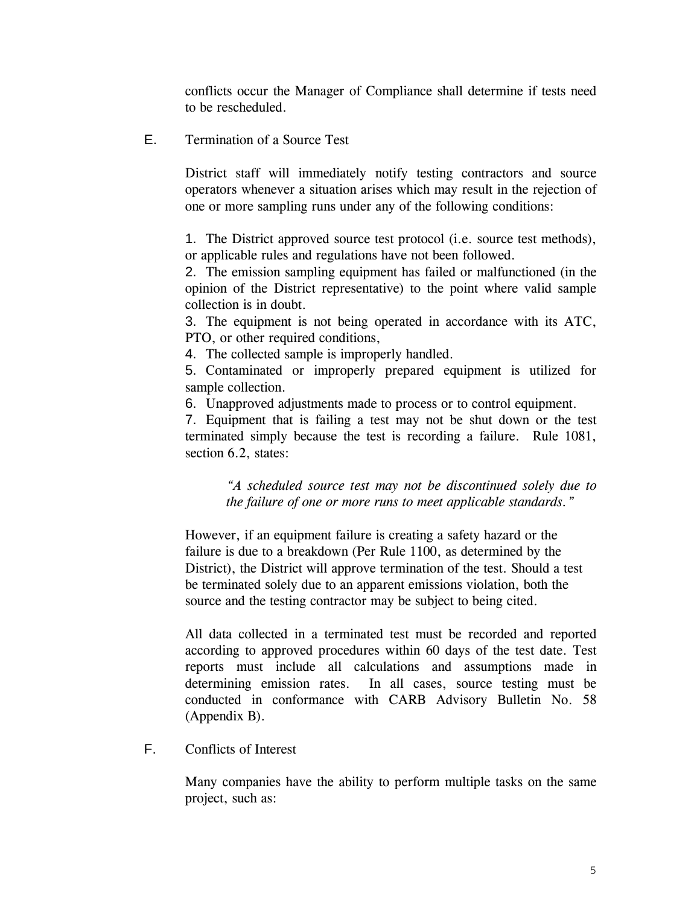conflicts occur the Manager of Compliance shall determine if tests need to be rescheduled.

## E. Termination of a Source Test

District staff will immediately notify testing contractors and source operators whenever a situation arises which may result in the rejection of one or more sampling runs under any of the following conditions:

1. The District approved source test protocol (i.e. source test methods), or applicable rules and regulations have not been followed.
2. The emission sampling equipment has failed or malfunctioned (in the opinion of the District representative) to the point where valid sample collection is in doubt.
3. The equipment is not being operated in accordance with its ATC, PTO, or other required conditions,
4. The collected sample is improperly handled.
5. Contaminated or improperly prepared equipment is utilized for sample collection.
6. Unapproved adjustments made to process or to control equipment.
7. Equipment that is failing a test may not be shut down or the test terminated simply because the test is recording a failure. Rule 1081, section 6.2, states:

> *"A scheduled source test may not be discontinued solely due to the failure of one or more runs to meet applicable standards."*

However, if an equipment failure is creating a safety hazard or the failure is due to a breakdown (Per Rule 1100, as determined by the District), the District will approve termination of the test. Should a test be terminated solely due to an apparent emissions violation, both the source and the testing contractor may be subject to being cited.

All data collected in a terminated test must be recorded and reported according to approved procedures within 60 days of the test date. Test reports must include all calculations and assumptions made in determining emission rates. In all cases, source testing must be conducted in conformance with CARB Advisory Bulletin No. 58 (Appendix B).

## F. Conflicts of Interest

Many companies have the ability to perform multiple tasks on the same project, such as: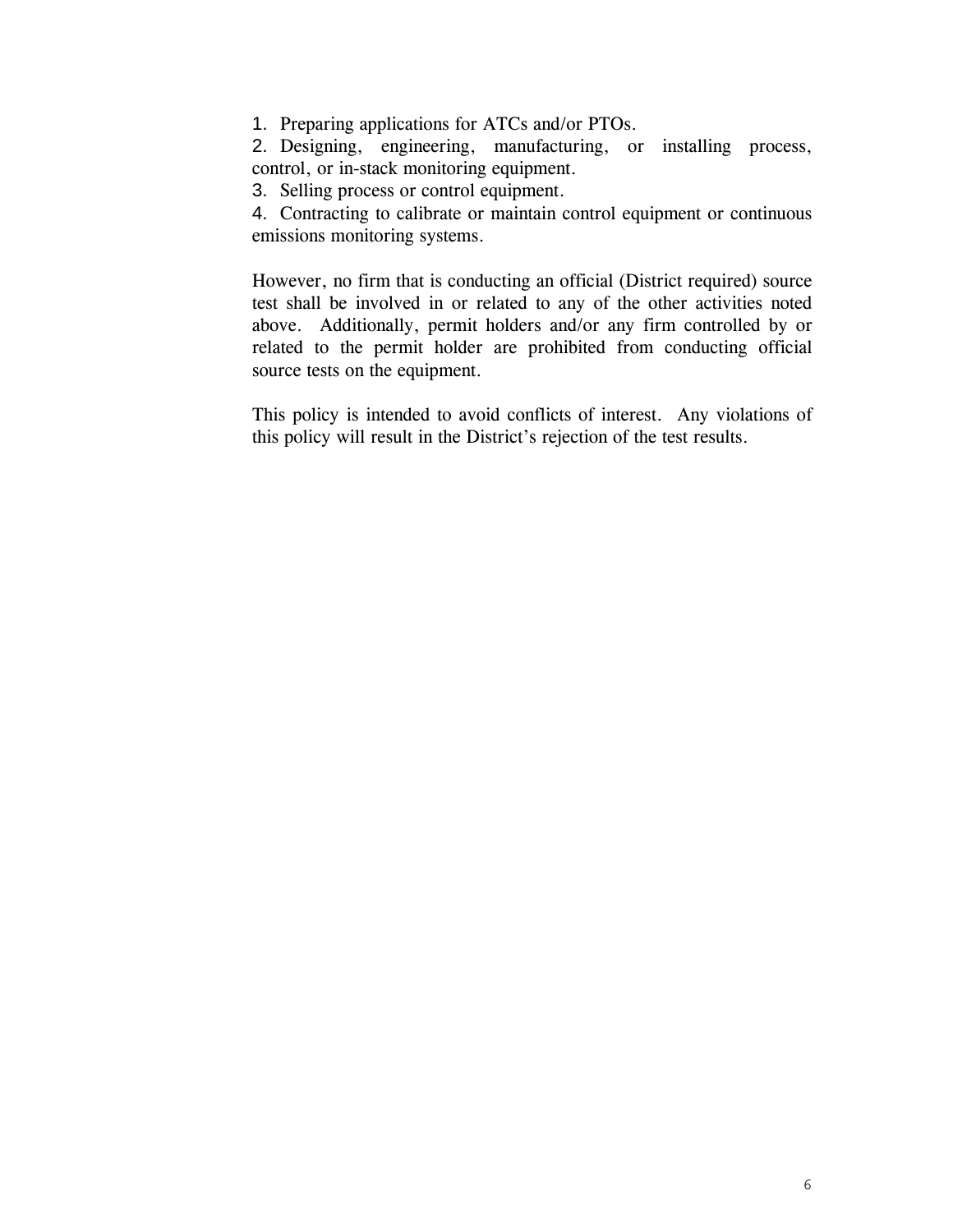1. Preparing applications for ATCs and/or PTOs.
2. Designing, engineering, manufacturing, or installing process, control, or in-stack monitoring equipment.
3. Selling process or control equipment.
4. Contracting to calibrate or maintain control equipment or continuous emissions monitoring systems.

However, no firm that is conducting an official (District required) source test shall be involved in or related to any of the other activities noted above. Additionally, permit holders and/or any firm controlled by or related to the permit holder are prohibited from conducting official source tests on the equipment.

This policy is intended to avoid conflicts of interest. Any violations of this policy will result in the District's rejection of the test results.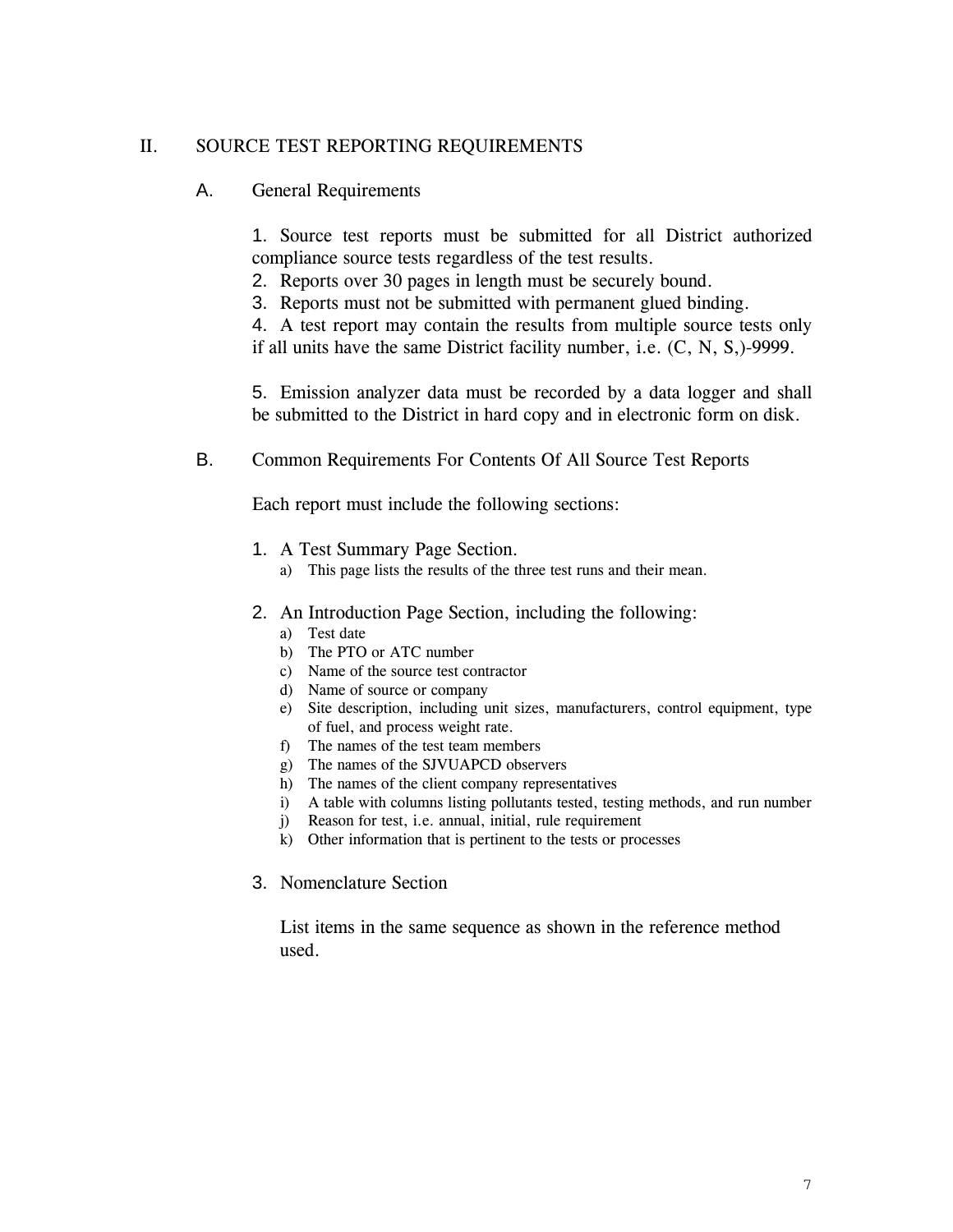## II. SOURCE TEST REPORTING REQUIREMENTS

### A. General Requirements

1. Source test reports must be submitted for all District authorized compliance source tests regardless of the test results.
2. Reports over 30 pages in length must be securely bound.
3. Reports must not be submitted with permanent glued binding.
4. A test report may contain the results from multiple source tests only if all units have the same District facility number, i.e. (C, N, S,)-9999.

5. Emission analyzer data must be recorded by a data logger and shall be submitted to the District in hard copy and in electronic form on disk.

### B. Common Requirements For Contents Of All Source Test Reports

Each report must include the following sections:

1. A Test Summary Page Section.
   a) This page lists the results of the three test runs and their mean.

2. An Introduction Page Section, including the following:
   a) Test date
   b) The PTO or ATC number
   c) Name of the source test contractor
   d) Name of source or company
   e) Site description, including unit sizes, manufacturers, control equipment, type of fuel, and process weight rate.
   f) The names of the test team members
   g) The names of the SJVUAPCD observers
   h) The names of the client company representatives
   i) A table with columns listing pollutants tested, testing methods, and run number
   j) Reason for test, i.e. annual, initial, rule requirement
   k) Other information that is pertinent to the tests or processes

3. Nomenclature Section

   List items in the same sequence as shown in the reference method used.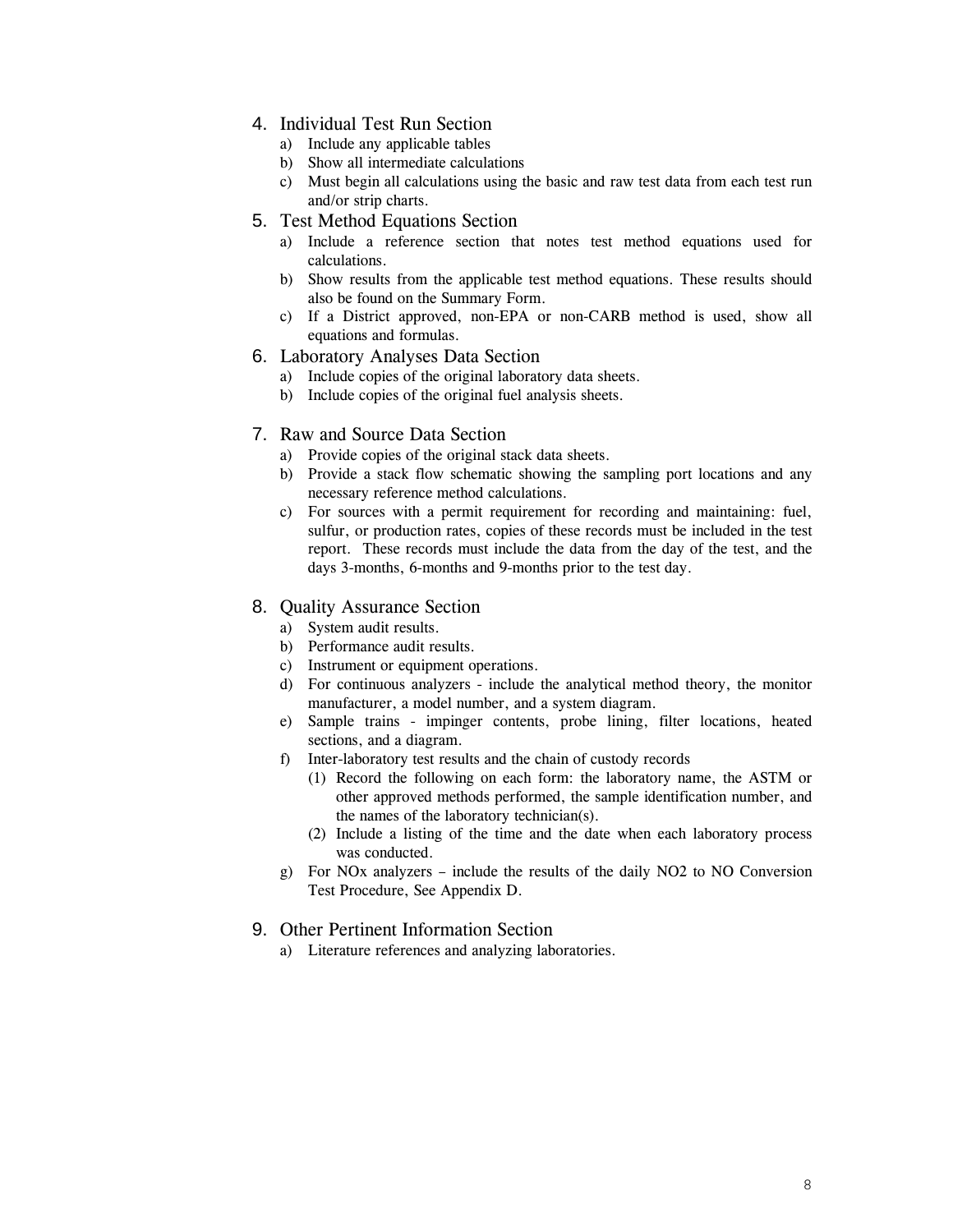4. Individual Test Run Section
   a) Include any applicable tables
   b) Show all intermediate calculations
   c) Must begin all calculations using the basic and raw test data from each test run and/or strip charts.

5. Test Method Equations Section
   a) Include a reference section that notes test method equations used for calculations.
   b) Show results from the applicable test method equations. These results should also be found on the Summary Form.
   c) If a District approved, non-EPA or non-CARB method is used, show all equations and formulas.

6. Laboratory Analyses Data Section
   a) Include copies of the original laboratory data sheets.
   b) Include copies of the original fuel analysis sheets.

7. Raw and Source Data Section
   a) Provide copies of the original stack data sheets.
   b) Provide a stack flow schematic showing the sampling port locations and any necessary reference method calculations.
   c) For sources with a permit requirement for recording and maintaining: fuel, sulfur, or production rates, copies of these records must be included in the test report. These records must include the data from the day of the test, and the days 3-months, 6-months and 9-months prior to the test day.

8. Quality Assurance Section
   a) System audit results.
   b) Performance audit results.
   c) Instrument or equipment operations.
   d) For continuous analyzers - include the analytical method theory, the monitor manufacturer, a model number, and a system diagram.
   e) Sample trains - impinger contents, probe lining, filter locations, heated sections, and a diagram.
   f) Inter-laboratory test results and the chain of custody records
      (1) Record the following on each form: the laboratory name, the ASTM or other approved methods performed, the sample identification number, and the names of the laboratory technician(s).
      (2) Include a listing of the time and the date when each laboratory process was conducted.
   g) For NOx analyzers – include the results of the daily NO2 to NO Conversion Test Procedure, See Appendix D.

9. Other Pertinent Information Section
   a) Literature references and analyzing laboratories.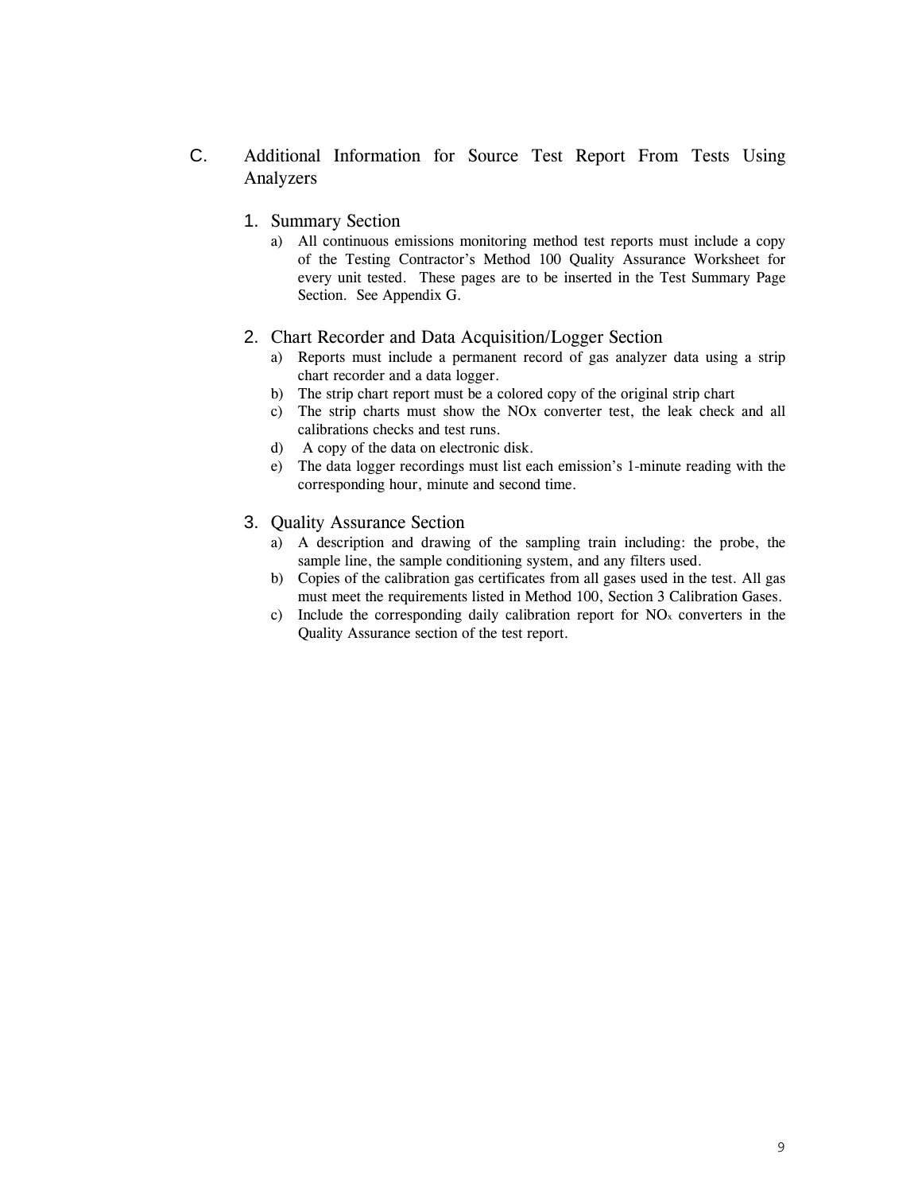## C. Additional Information for Source Test Report From Tests Using Analyzers

### 1. Summary Section

a) All continuous emissions monitoring method test reports must include a copy of the Testing Contractor's Method 100 Quality Assurance Worksheet for every unit tested. These pages are to be inserted in the Test Summary Page Section. See Appendix G.

### 2. Chart Recorder and Data Acquisition/Logger Section

a) Reports must include a permanent record of gas analyzer data using a strip chart recorder and a data logger.

b) The strip chart report must be a colored copy of the original strip chart

c) The strip charts must show the NOx converter test, the leak check and all calibrations checks and test runs.

d) A copy of the data on electronic disk.

e) The data logger recordings must list each emission's 1-minute reading with the corresponding hour, minute and second time.

### 3. Quality Assurance Section

a) A description and drawing of the sampling train including: the probe, the sample line, the sample conditioning system, and any filters used.

b) Copies of the calibration gas certificates from all gases used in the test. All gas must meet the requirements listed in Method 100, Section 3 Calibration Gases.

c) Include the corresponding daily calibration report for $NO_x$ converters in the Quality Assurance section of the test report.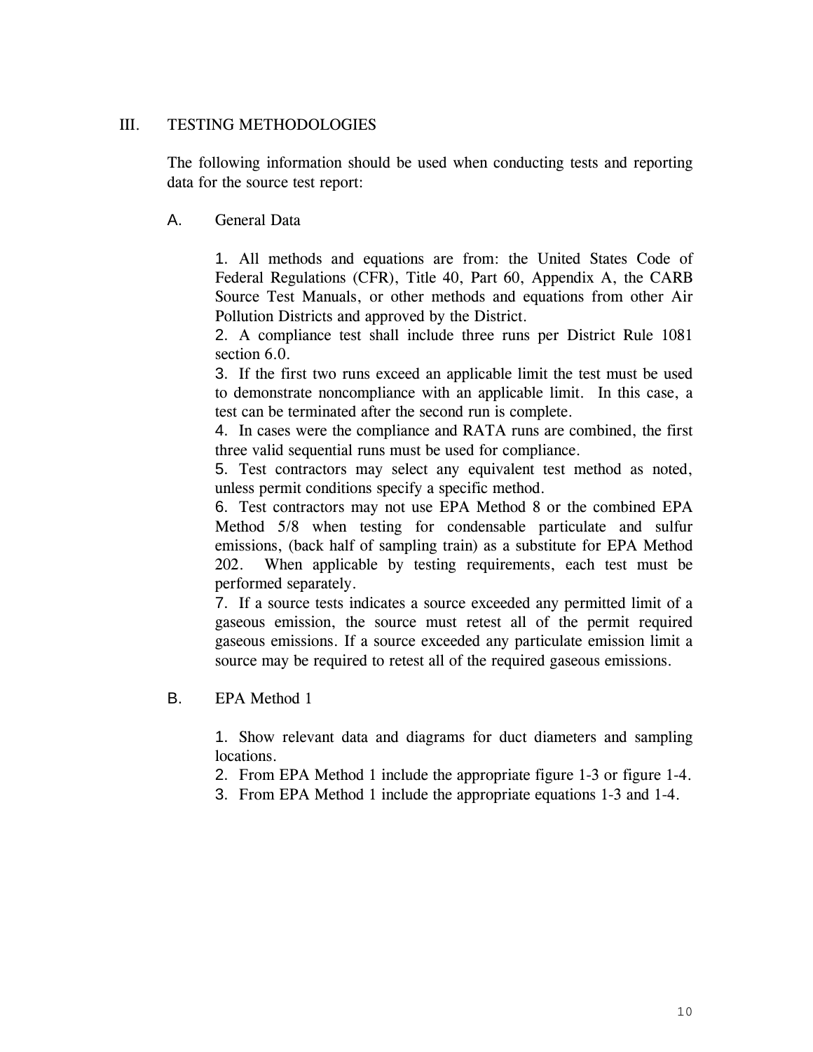## III. TESTING METHODOLOGIES

The following information should be used when conducting tests and reporting data for the source test report:

### A. General Data

1. All methods and equations are from: the United States Code of Federal Regulations (CFR), Title 40, Part 60, Appendix A, the CARB Source Test Manuals, or other methods and equations from other Air Pollution Districts and approved by the District.
2. A compliance test shall include three runs per District Rule 1081 section 6.0.
3. If the first two runs exceed an applicable limit the test must be used to demonstrate noncompliance with an applicable limit. In this case, a test can be terminated after the second run is complete.
4. In cases were the compliance and RATA runs are combined, the first three valid sequential runs must be used for compliance.
5. Test contractors may select any equivalent test method as noted, unless permit conditions specify a specific method.
6. Test contractors may not use EPA Method 8 or the combined EPA Method 5/8 when testing for condensable particulate and sulfur emissions, (back half of sampling train) as a substitute for EPA Method 202. When applicable by testing requirements, each test must be performed separately.
7. If a source tests indicates a source exceeded any permitted limit of a gaseous emission, the source must retest all of the permit required gaseous emissions. If a source exceeded any particulate emission limit a source may be required to retest all of the required gaseous emissions.

### B. EPA Method 1

1. Show relevant data and diagrams for duct diameters and sampling locations.
2. From EPA Method 1 include the appropriate figure 1-3 or figure 1-4.
3. From EPA Method 1 include the appropriate equations 1-3 and 1-4.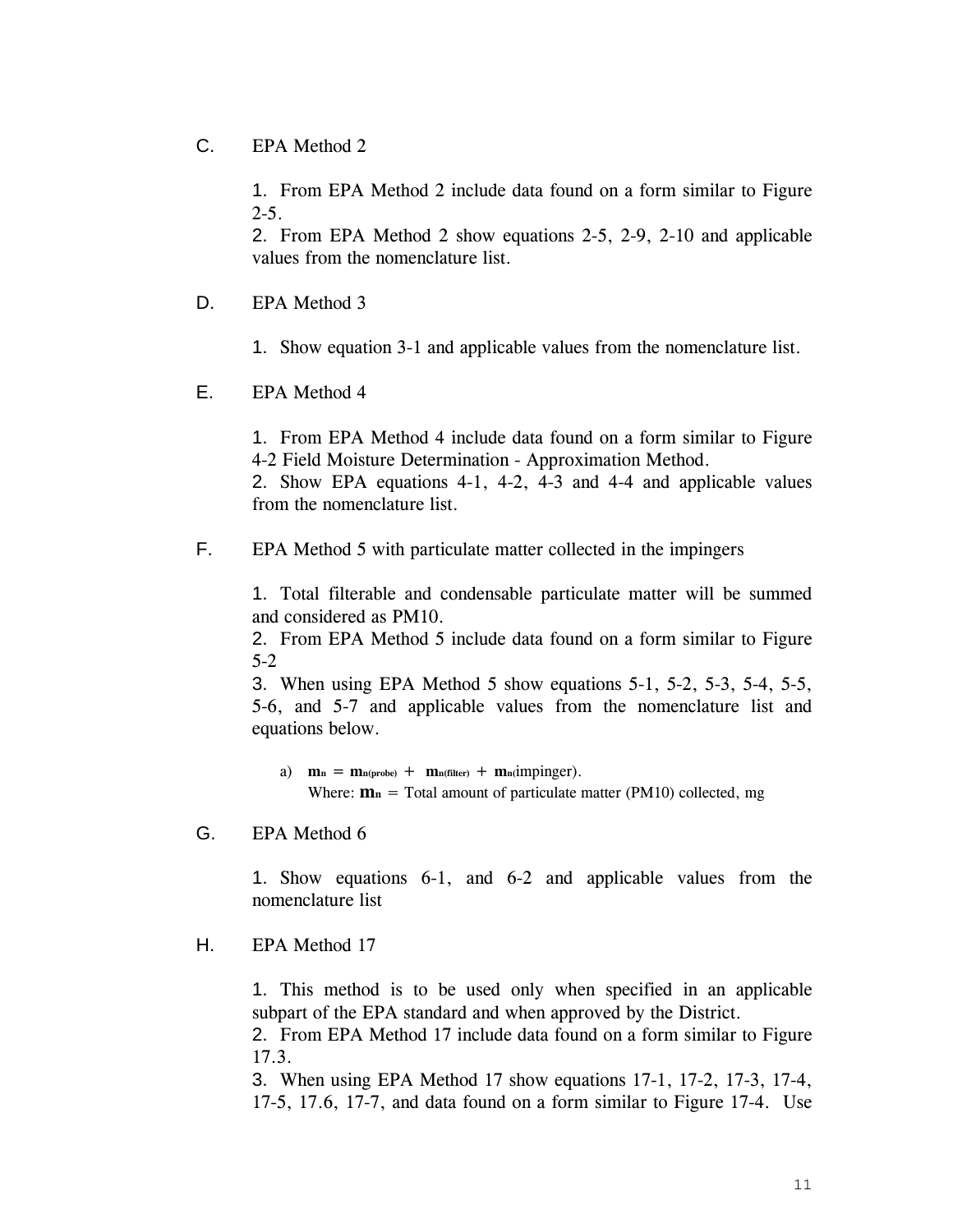C. EPA Method 2

1. From EPA Method 2 include data found on a form similar to Figure 2-5.
2. From EPA Method 2 show equations 2-5, 2-9, 2-10 and applicable values from the nomenclature list.

D. EPA Method 3

1. Show equation 3-1 and applicable values from the nomenclature list.

E. EPA Method 4

1. From EPA Method 4 include data found on a form similar to Figure 4-2 Field Moisture Determination - Approximation Method.
2. Show EPA equations 4-1, 4-2, 4-3 and 4-4 and applicable values from the nomenclature list.

F. EPA Method 5 with particulate matter collected in the impingers

1. Total filterable and condensable particulate matter will be summed and considered as PM10.
2. From EPA Method 5 include data found on a form similar to Figure 5-2
3. When using EPA Method 5 show equations 5-1, 5-2, 5-3, 5-4, 5-5, 5-6, and 5-7 and applicable values from the nomenclature list and equations below.

   a) $\mathbf{m_n = m_{n(probe)} + m_{n(filter)} + m_n}$(impinger).
   Where: $\mathbf{m_n}$ = Total amount of particulate matter (PM10) collected, mg

G. EPA Method 6

1. Show equations 6-1, and 6-2 and applicable values from the nomenclature list

H. EPA Method 17

1. This method is to be used only when specified in an applicable subpart of the EPA standard and when approved by the District.
2. From EPA Method 17 include data found on a form similar to Figure 17.3.
3. When using EPA Method 17 show equations 17-1, 17-2, 17-3, 17-4, 17-5, 17.6, 17-7, and data found on a form similar to Figure 17-4. Use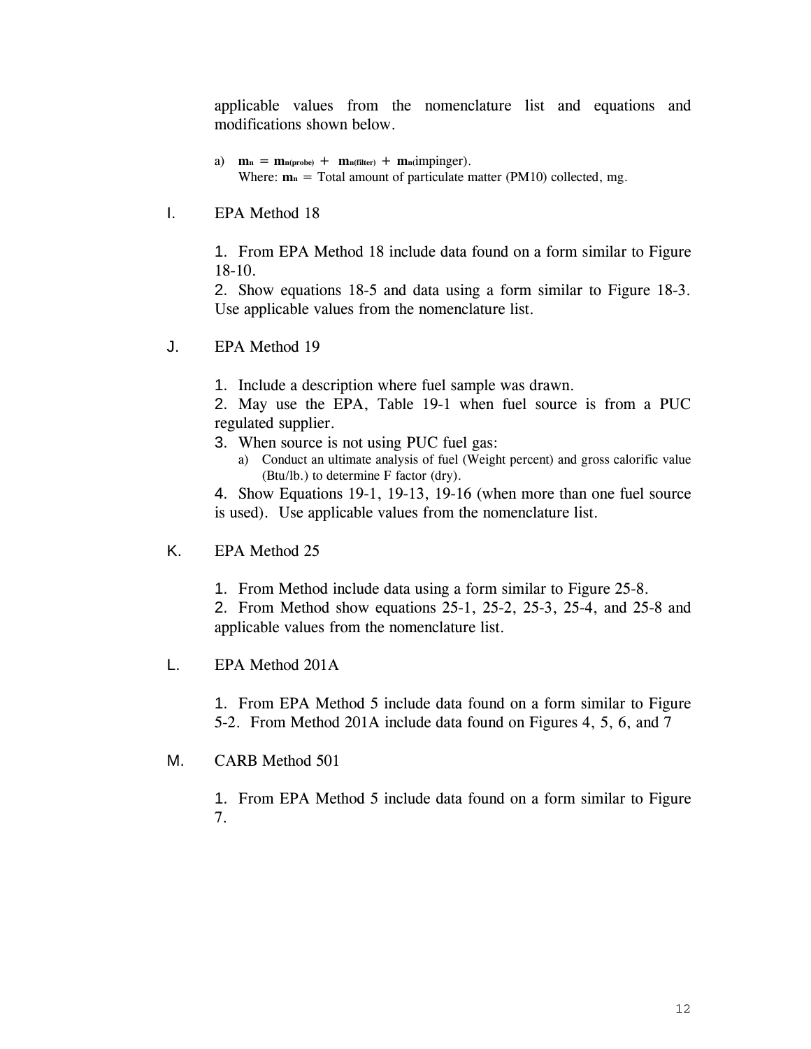applicable values from the nomenclature list and equations and modifications shown below.

a) $\mathbf{m_n} = \mathbf{m_{n(probe)}} + \mathbf{m_{n(filter)}} + \mathbf{m_{n}}$(impinger).
   Where: $\mathbf{m_n}$ = Total amount of particulate matter (PM10) collected, mg.

I. EPA Method 18

1. From EPA Method 18 include data found on a form similar to Figure 18-10.
2. Show equations 18-5 and data using a form similar to Figure 18-3. Use applicable values from the nomenclature list.

J. EPA Method 19

1. Include a description where fuel sample was drawn.
2. May use the EPA, Table 19-1 when fuel source is from a PUC regulated supplier.
3. When source is not using PUC fuel gas:
   a) Conduct an ultimate analysis of fuel (Weight percent) and gross calorific value (Btu/lb.) to determine F factor (dry).
4. Show Equations 19-1, 19-13, 19-16 (when more than one fuel source is used). Use applicable values from the nomenclature list.

K. EPA Method 25

1. From Method include data using a form similar to Figure 25-8.
2. From Method show equations 25-1, 25-2, 25-3, 25-4, and 25-8 and applicable values from the nomenclature list.

L. EPA Method 201A

1. From EPA Method 5 include data found on a form similar to Figure 5-2. From Method 201A include data found on Figures 4, 5, 6, and 7

M. CARB Method 501

1. From EPA Method 5 include data found on a form similar to Figure 7.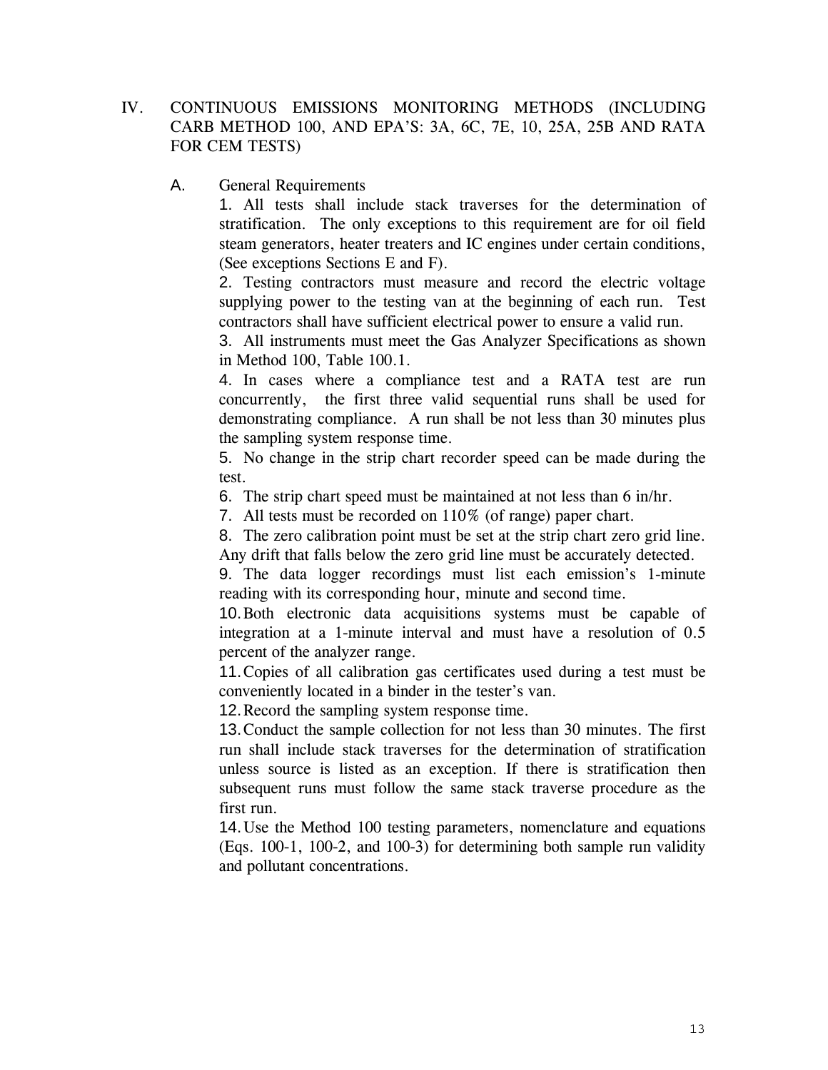## IV. CONTINUOUS EMISSIONS MONITORING METHODS (INCLUDING CARB METHOD 100, AND EPA'S: 3A, 6C, 7E, 10, 25A, 25B AND RATA FOR CEM TESTS)

### A. General Requirements

1. All tests shall include stack traverses for the determination of stratification. The only exceptions to this requirement are for oil field steam generators, heater treaters and IC engines under certain conditions, (See exceptions Sections E and F).
2. Testing contractors must measure and record the electric voltage supplying power to the testing van at the beginning of each run. Test contractors shall have sufficient electrical power to ensure a valid run.
3. All instruments must meet the Gas Analyzer Specifications as shown in Method 100, Table 100.1.
4. In cases where a compliance test and a RATA test are run concurrently, the first three valid sequential runs shall be used for demonstrating compliance. A run shall be not less than 30 minutes plus the sampling system response time.
5. No change in the strip chart recorder speed can be made during the test.
6. The strip chart speed must be maintained at not less than 6 in/hr.
7. All tests must be recorded on 110% (of range) paper chart.
8. The zero calibration point must be set at the strip chart zero grid line. Any drift that falls below the zero grid line must be accurately detected.
9. The data logger recordings must list each emission's 1-minute reading with its corresponding hour, minute and second time.
10. Both electronic data acquisitions systems must be capable of integration at a 1-minute interval and must have a resolution of 0.5 percent of the analyzer range.
11. Copies of all calibration gas certificates used during a test must be conveniently located in a binder in the tester's van.
12. Record the sampling system response time.
13. Conduct the sample collection for not less than 30 minutes. The first run shall include stack traverses for the determination of stratification unless source is listed as an exception. If there is stratification then subsequent runs must follow the same stack traverse procedure as the first run.
14. Use the Method 100 testing parameters, nomenclature and equations (Eqs. 100-1, 100-2, and 100-3) for determining both sample run validity and pollutant concentrations.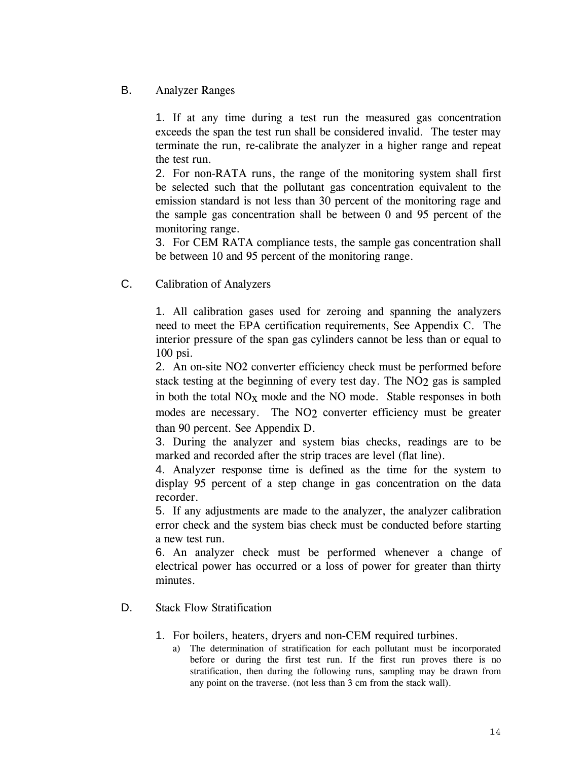## B. Analyzer Ranges

1. If at any time during a test run the measured gas concentration exceeds the span the test run shall be considered invalid. The tester may terminate the run, re-calibrate the analyzer in a higher range and repeat the test run.
2. For non-RATA runs, the range of the monitoring system shall first be selected such that the pollutant gas concentration equivalent to the emission standard is not less than 30 percent of the monitoring rage and the sample gas concentration shall be between 0 and 95 percent of the monitoring range.
3. For CEM RATA compliance tests, the sample gas concentration shall be between 10 and 95 percent of the monitoring range.

## C. Calibration of Analyzers

1. All calibration gases used for zeroing and spanning the analyzers need to meet the EPA certification requirements, See Appendix C. The interior pressure of the span gas cylinders cannot be less than or equal to 100 psi.
2. An on-site NO2 converter efficiency check must be performed before stack testing at the beginning of every test day. The $NO_2$ gas is sampled in both the total $NO_x$ mode and the NO mode. Stable responses in both modes are necessary. The $NO_2$ converter efficiency must be greater than 90 percent. See Appendix D.
3. During the analyzer and system bias checks, readings are to be marked and recorded after the strip traces are level (flat line).
4. Analyzer response time is defined as the time for the system to display 95 percent of a step change in gas concentration on the data recorder.
5. If any adjustments are made to the analyzer, the analyzer calibration error check and the system bias check must be conducted before starting a new test run.
6. An analyzer check must be performed whenever a change of electrical power has occurred or a loss of power for greater than thirty minutes.

## D. Stack Flow Stratification

1. For boilers, heaters, dryers and non-CEM required turbines.
   a) The determination of stratification for each pollutant must be incorporated before or during the first test run. If the first run proves there is no stratification, then during the following runs, sampling may be drawn from any point on the traverse. (not less than 3 cm from the stack wall).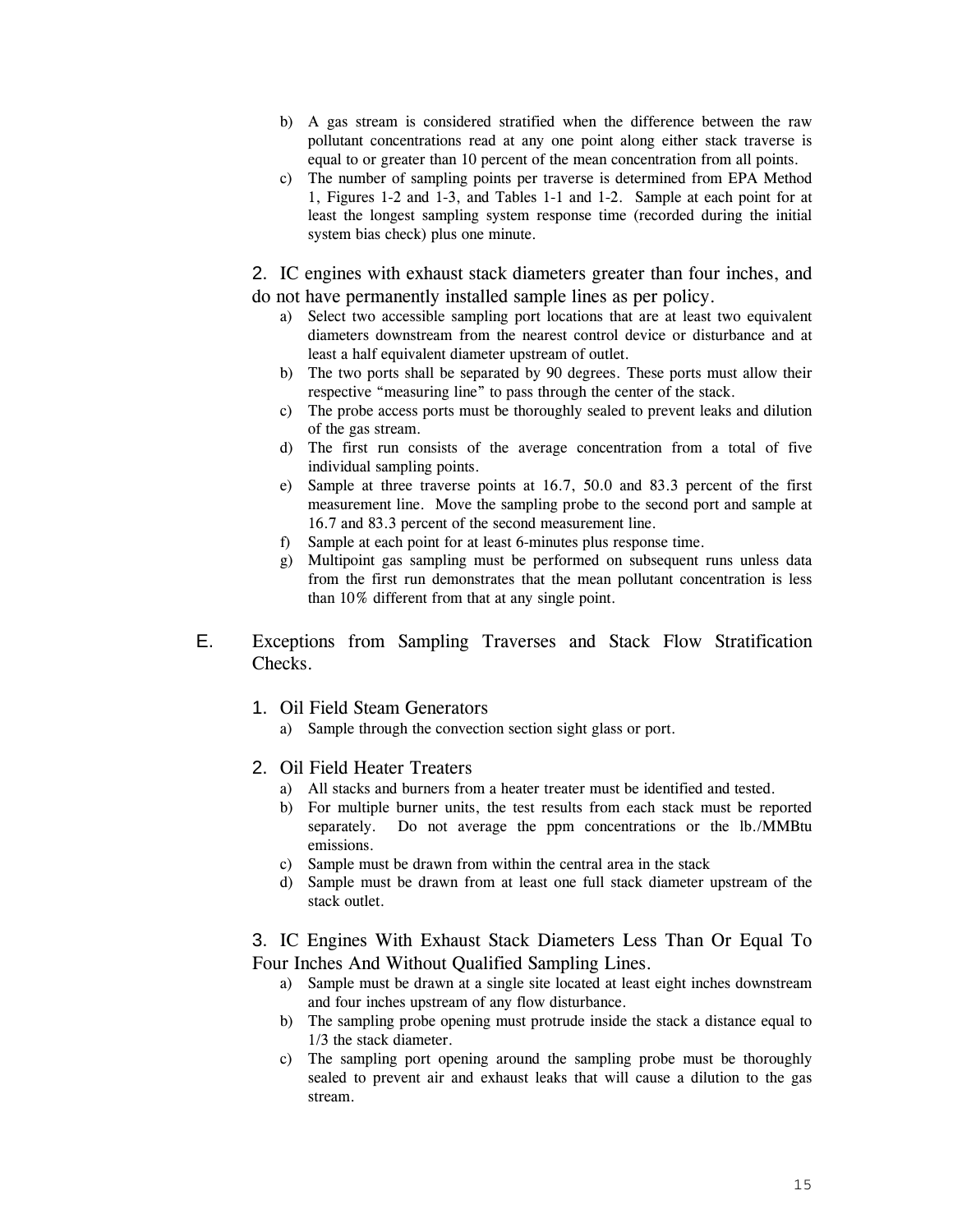b) A gas stream is considered stratified when the difference between the raw pollutant concentrations read at any one point along either stack traverse is equal to or greater than 10 percent of the mean concentration from all points.

c) The number of sampling points per traverse is determined from EPA Method 1, Figures 1-2 and 1-3, and Tables 1-1 and 1-2. Sample at each point for at least the longest sampling system response time (recorded during the initial system bias check) plus one minute.

### 2. IC engines with exhaust stack diameters greater than four inches, and do not have permanently installed sample lines as per policy.

a) Select two accessible sampling port locations that are at least two equivalent diameters downstream from the nearest control device or disturbance and at least a half equivalent diameter upstream of outlet.

b) The two ports shall be separated by 90 degrees. These ports must allow their respective "measuring line" to pass through the center of the stack.

c) The probe access ports must be thoroughly sealed to prevent leaks and dilution of the gas stream.

d) The first run consists of the average concentration from a total of five individual sampling points.

e) Sample at three traverse points at 16.7, 50.0 and 83.3 percent of the first measurement line. Move the sampling probe to the second port and sample at 16.7 and 83.3 percent of the second measurement line.

f) Sample at each point for at least 6-minutes plus response time.

g) Multipoint gas sampling must be performed on subsequent runs unless data from the first run demonstrates that the mean pollutant concentration is less than 10% different from that at any single point.

## E. Exceptions from Sampling Traverses and Stack Flow Stratification Checks.

### 1. Oil Field Steam Generators

a) Sample through the convection section sight glass or port.

### 2. Oil Field Heater Treaters

a) All stacks and burners from a heater treater must be identified and tested.

b) For multiple burner units, the test results from each stack must be reported separately. Do not average the ppm concentrations or the lb./MMBtu emissions.

c) Sample must be drawn from within the central area in the stack

d) Sample must be drawn from at least one full stack diameter upstream of the stack outlet.

### 3. IC Engines With Exhaust Stack Diameters Less Than Or Equal To Four Inches And Without Qualified Sampling Lines.

a) Sample must be drawn at a single site located at least eight inches downstream and four inches upstream of any flow disturbance.

b) The sampling probe opening must protrude inside the stack a distance equal to 1/3 the stack diameter.

c) The sampling port opening around the sampling probe must be thoroughly sealed to prevent air and exhaust leaks that will cause a dilution to the gas stream.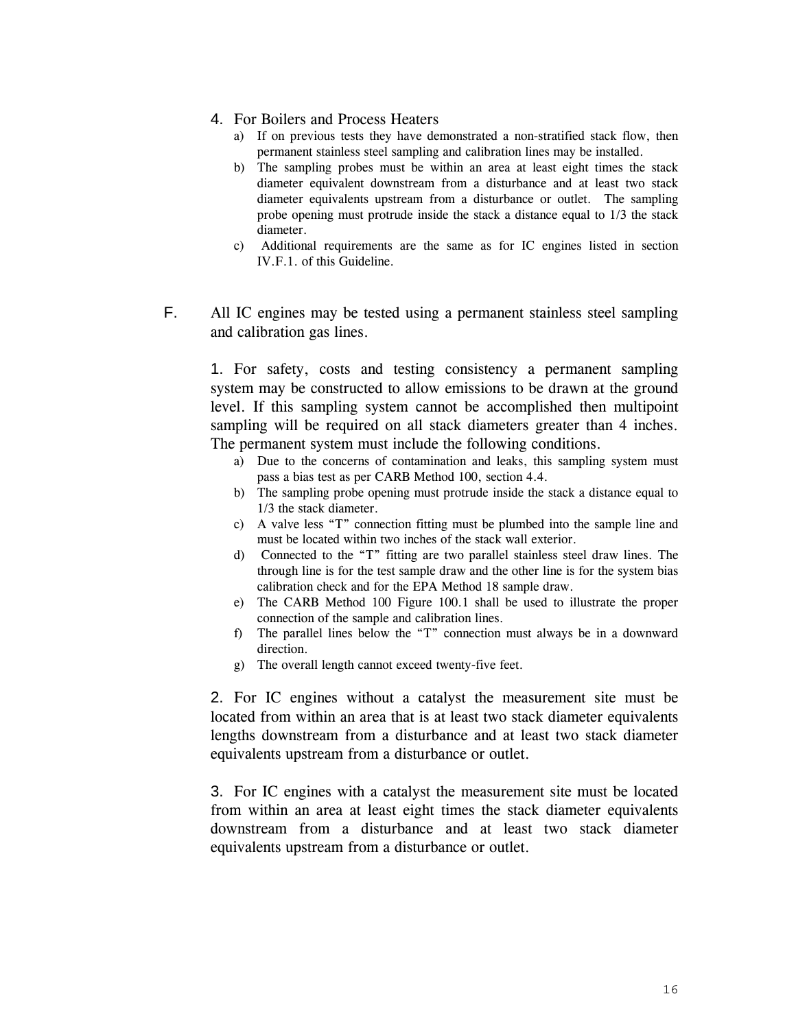4. For Boilers and Process Heaters
   a) If on previous tests they have demonstrated a non-stratified stack flow, then permanent stainless steel sampling and calibration lines may be installed.
   b) The sampling probes must be within an area at least eight times the stack diameter equivalent downstream from a disturbance and at least two stack diameter equivalents upstream from a disturbance or outlet. The sampling probe opening must protrude inside the stack a distance equal to 1/3 the stack diameter.
   c) Additional requirements are the same as for IC engines listed in section IV.F.1. of this Guideline.

F. All IC engines may be tested using a permanent stainless steel sampling and calibration gas lines.

1. For safety, costs and testing consistency a permanent sampling system may be constructed to allow emissions to be drawn at the ground level. If this sampling system cannot be accomplished then multipoint sampling will be required on all stack diameters greater than 4 inches. The permanent system must include the following conditions.
   a) Due to the concerns of contamination and leaks, this sampling system must pass a bias test as per CARB Method 100, section 4.4.
   b) The sampling probe opening must protrude inside the stack a distance equal to 1/3 the stack diameter.
   c) A valve less "T" connection fitting must be plumbed into the sample line and must be located within two inches of the stack wall exterior.
   d) Connected to the "T" fitting are two parallel stainless steel draw lines. The through line is for the test sample draw and the other line is for the system bias calibration check and for the EPA Method 18 sample draw.
   e) The CARB Method 100 Figure 100.1 shall be used to illustrate the proper connection of the sample and calibration lines.
   f) The parallel lines below the "T" connection must always be in a downward direction.
   g) The overall length cannot exceed twenty-five feet.

2. For IC engines without a catalyst the measurement site must be located from within an area that is at least two stack diameter equivalents lengths downstream from a disturbance and at least two stack diameter equivalents upstream from a disturbance or outlet.

3. For IC engines with a catalyst the measurement site must be located from within an area at least eight times the stack diameter equivalents downstream from a disturbance and at least two stack diameter equivalents upstream from a disturbance or outlet.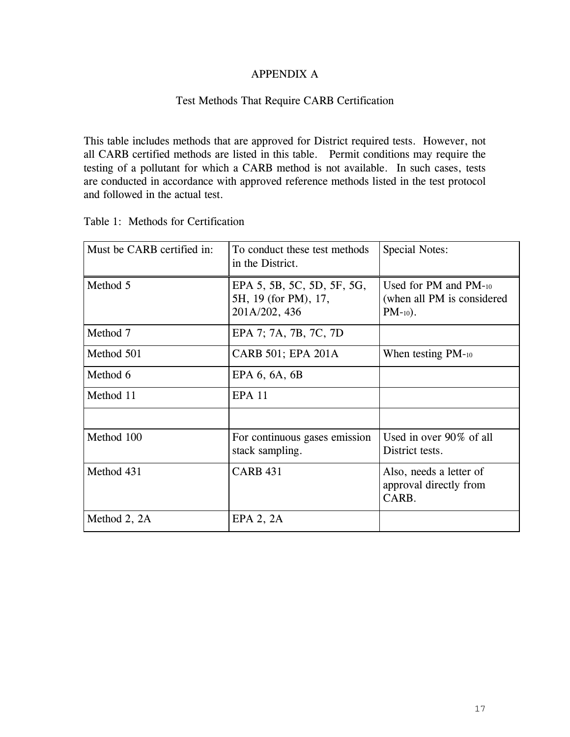# APPENDIX A

## Test Methods That Require CARB Certification

This table includes methods that are approved for District required tests. However, not all CARB certified methods are listed in this table. Permit conditions may require the testing of a pollutant for which a CARB method is not available. In such cases, tests are conducted in accordance with approved reference methods listed in the test protocol and followed in the actual test.

Table 1: Methods for Certification

| Must be CARB certified in: | To conduct these test methods in the District. | Special Notes: |
|---|---|---|
| Method 5 | EPA 5, 5B, 5C, 5D, 5F, 5G, 5H, 19 (for PM), 17, 201A/202, 436 | Used for PM and $PM_{10}$ (when all PM is considered $PM_{10}$). |
| Method 7 | EPA 7; 7A, 7B, 7C, 7D | |
| Method 501 | CARB 501; EPA 201A | When testing $PM_{10}$ |
| Method 6 | EPA 6, 6A, 6B | |
| Method 11 | EPA 11 | |
| | | |
| Method 100 | For continuous gases emission stack sampling. | Used in over 90% of all District tests. |
| Method 431 | CARB 431 | Also, needs a letter of approval directly from CARB. |
| Method 2, 2A | EPA 2, 2A | |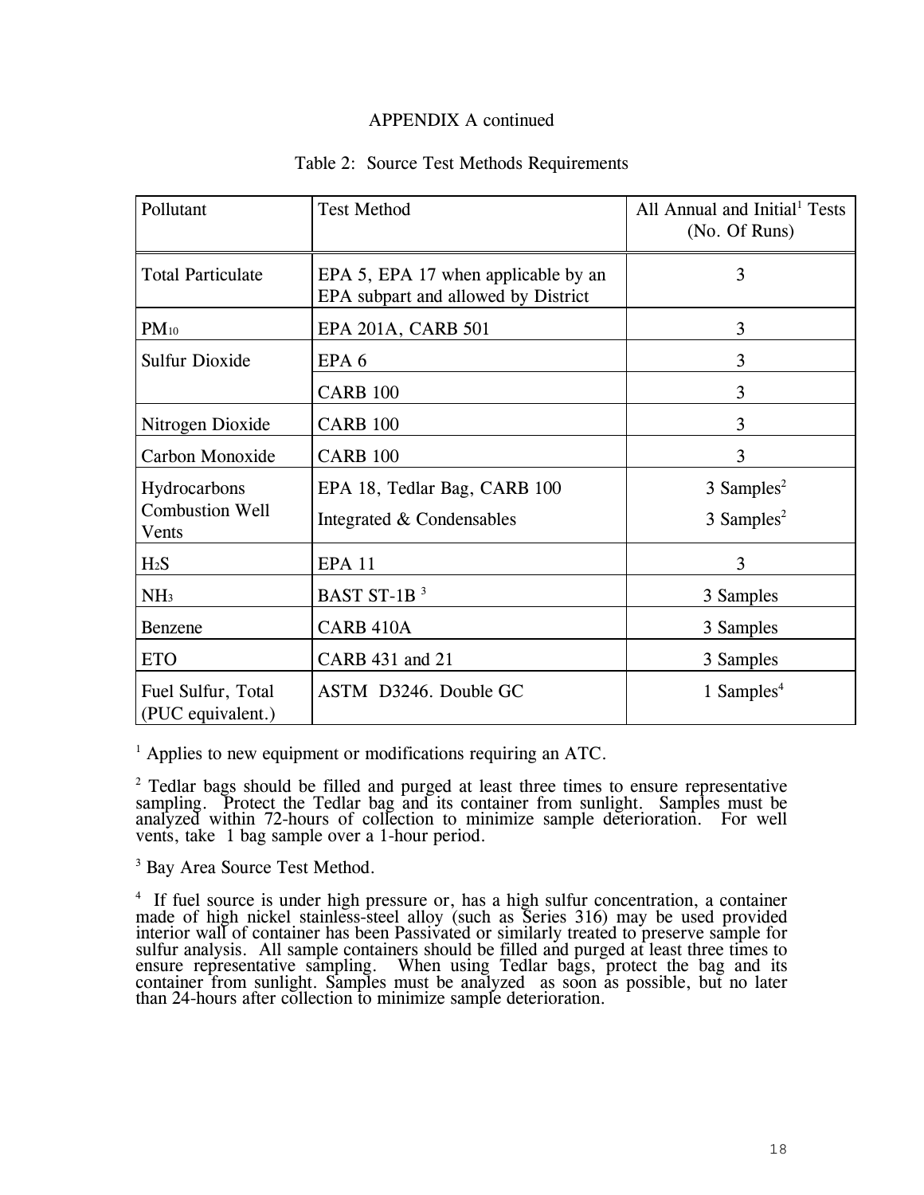APPENDIX A continued

Table 2: Source Test Methods Requirements

| Pollutant | Test Method | All Annual and Initial[1] Tests (No. Of Runs) |
|---|---|---|
| Total Particulate | EPA 5, EPA 17 when applicable by an EPA subpart and allowed by District | 3 |
| $PM_{10}$ | EPA 201A, CARB 501 | 3 |
| Sulfur Dioxide | EPA 6 | 3 |
| | CARB 100 | 3 |
| Nitrogen Dioxide | CARB 100 | 3 |
| Carbon Monoxide | CARB 100 | 3 |
| Hydrocarbons Combustion Well Vents | EPA 18, Tedlar Bag, CARB 100<br>Integrated & Condensables | 3 Samples[2]<br>3 Samples[2] |
| $H_2S$ | EPA 11 | 3 |
| $NH_3$ | BAST ST-1B [3] | 3 Samples |
| Benzene | CARB 410A | 3 Samples |
| ETO | CARB 431 and 21 | 3 Samples |
| Fuel Sulfur, Total (PUC equivalent.) | ASTM D3246. Double GC | 1 Samples[4] |

[1] Applies to new equipment or modifications requiring an ATC.

[2] Tedlar bags should be filled and purged at least three times to ensure representative sampling. Protect the Tedlar bag and its container from sunlight. Samples must be analyzed within 72-hours of collection to minimize sample deterioration. For well vents, take 1 bag sample over a 1-hour period.

[3] Bay Area Source Test Method.

[4] If fuel source is under high pressure or, has a high sulfur concentration, a container made of high nickel stainless-steel alloy (such as Series 316) may be used provided interior wall of container has been Passivated or similarly treated to preserve sample for sulfur analysis. All sample containers should be filled and purged at least three times to ensure representative sampling. When using Tedlar bags, protect the bag and its container from sunlight. Samples must be analyzed as soon as possible, but no later than 24-hours after collection to minimize sample deterioration.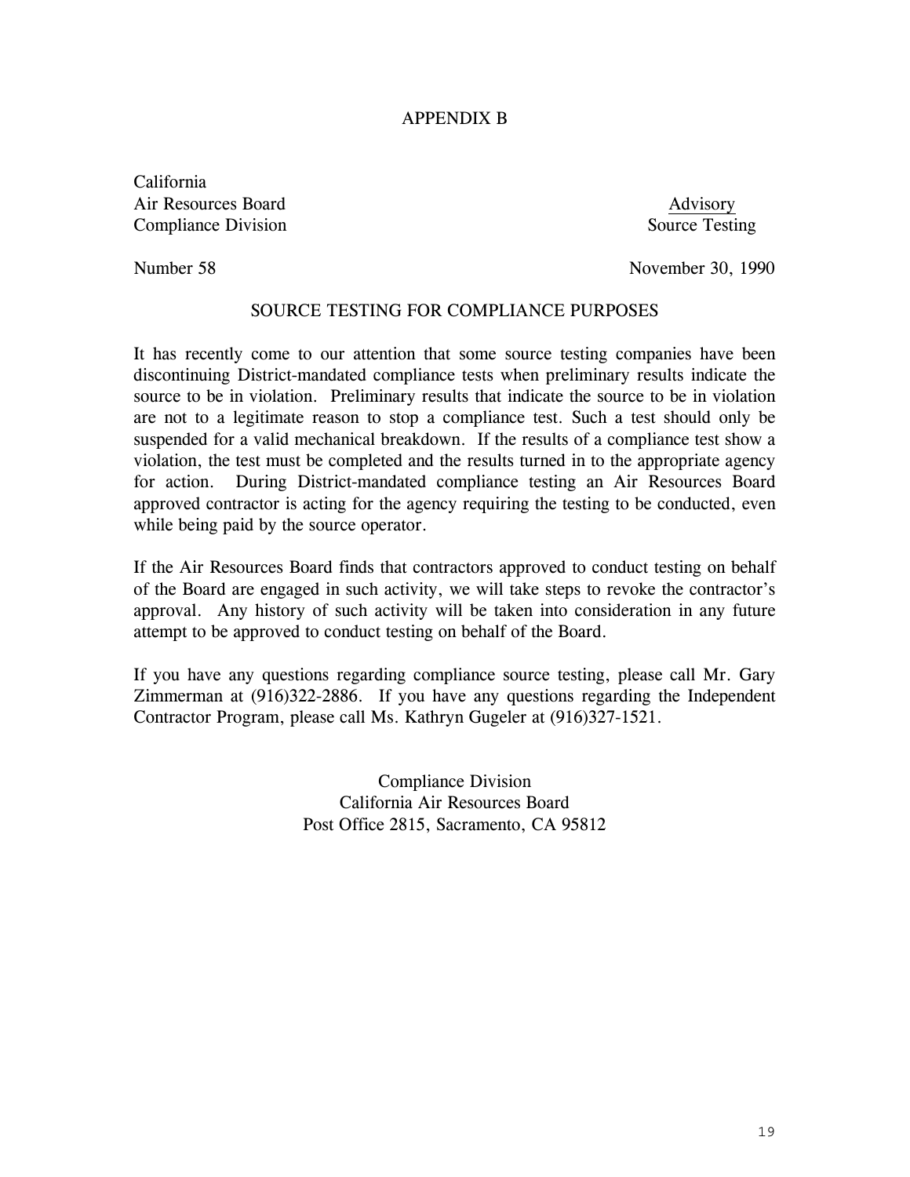# APPENDIX B

California
Air Resources Board
Compliance Division

Advisory
Source Testing

Number 58

November 30, 1990

## SOURCE TESTING FOR COMPLIANCE PURPOSES

It has recently come to our attention that some source testing companies have been discontinuing District-mandated compliance tests when preliminary results indicate the source to be in violation. Preliminary results that indicate the source to be in violation are not to a legitimate reason to stop a compliance test. Such a test should only be suspended for a valid mechanical breakdown. If the results of a compliance test show a violation, the test must be completed and the results turned in to the appropriate agency for action. During District-mandated compliance testing an Air Resources Board approved contractor is acting for the agency requiring the testing to be conducted, even while being paid by the source operator.

If the Air Resources Board finds that contractors approved to conduct testing on behalf of the Board are engaged in such activity, we will take steps to revoke the contractor's approval. Any history of such activity will be taken into consideration in any future attempt to be approved to conduct testing on behalf of the Board.

If you have any questions regarding compliance source testing, please call Mr. Gary Zimmerman at (916)322-2886. If you have any questions regarding the Independent Contractor Program, please call Ms. Kathryn Gugeler at (916)327-1521.

Compliance Division
California Air Resources Board
Post Office 2815, Sacramento, CA 95812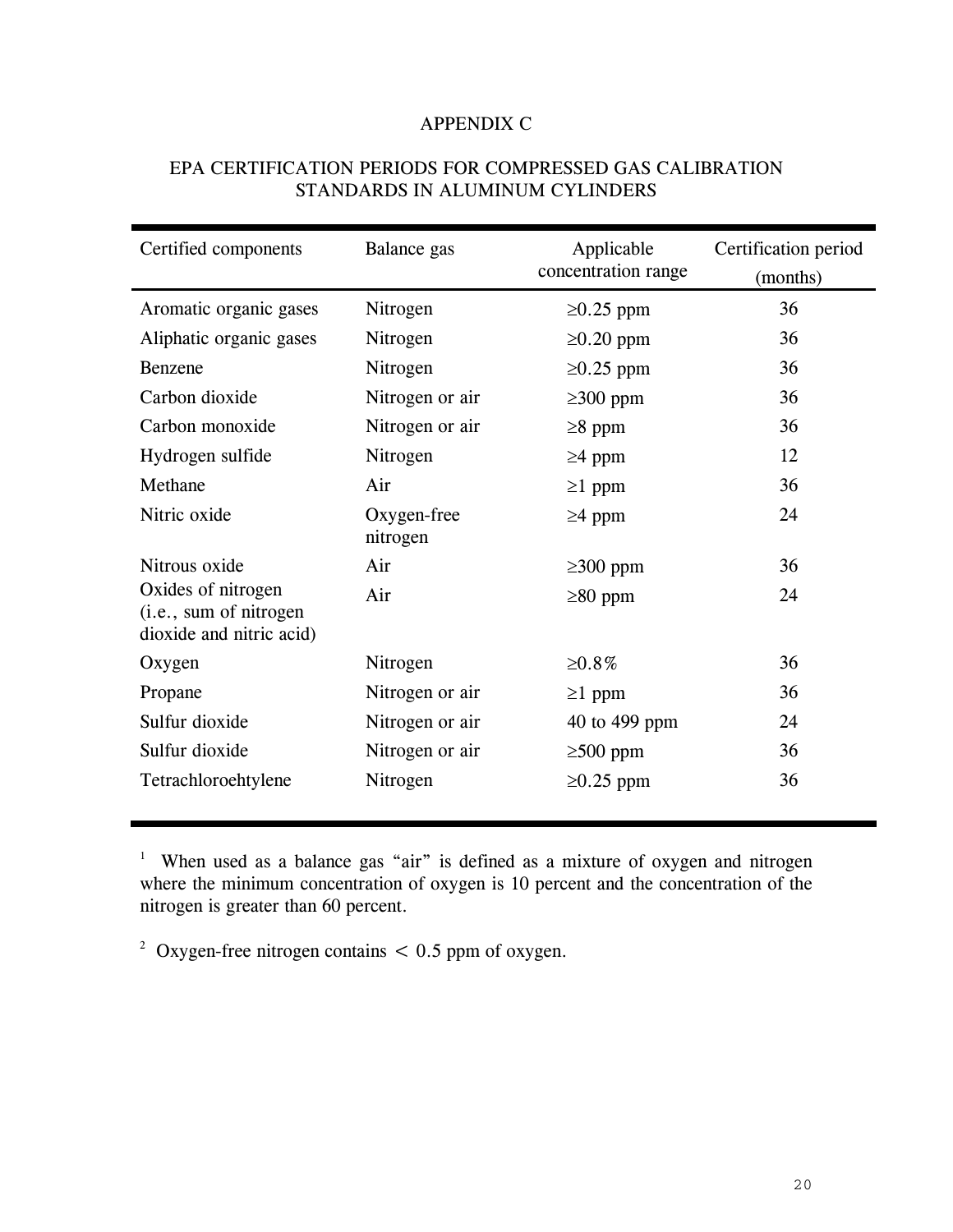# APPENDIX C

## EPA CERTIFICATION PERIODS FOR COMPRESSED GAS CALIBRATION STANDARDS IN ALUMINUM CYLINDERS

| Certified components | Balance gas | Applicable concentration range | Certification period (months) |
|---|---|---|---|
| Aromatic organic gases | Nitrogen | ≥0.25 ppm | 36 |
| Aliphatic organic gases | Nitrogen | ≥0.20 ppm | 36 |
| Benzene | Nitrogen | ≥0.25 ppm | 36 |
| Carbon dioxide | Nitrogen or air | ≥300 ppm | 36 |
| Carbon monoxide | Nitrogen or air | ≥8 ppm | 36 |
| Hydrogen sulfide | Nitrogen | ≥4 ppm | 12 |
| Methane | Air | ≥1 ppm | 36 |
| Nitric oxide | Oxygen-free nitrogen | ≥4 ppm | 24 |
| Nitrous oxide | Air | ≥300 ppm | 36 |
| Oxides of nitrogen (i.e., sum of nitrogen dioxide and nitric acid) | Air | ≥80 ppm | 24 |
| Oxygen | Nitrogen | ≥0.8% | 36 |
| Propane | Nitrogen or air | ≥1 ppm | 36 |
| Sulfur dioxide | Nitrogen or air | 40 to 499 ppm | 24 |
| Sulfur dioxide | Nitrogen or air | ≥500 ppm | 36 |
| Tetrachloroehtylene | Nitrogen | ≥0.25 ppm | 36 |

[1] When used as a balance gas "air" is defined as a mixture of oxygen and nitrogen where the minimum concentration of oxygen is 10 percent and the concentration of the nitrogen is greater than 60 percent.

[2] Oxygen-free nitrogen contains < 0.5 ppm of oxygen.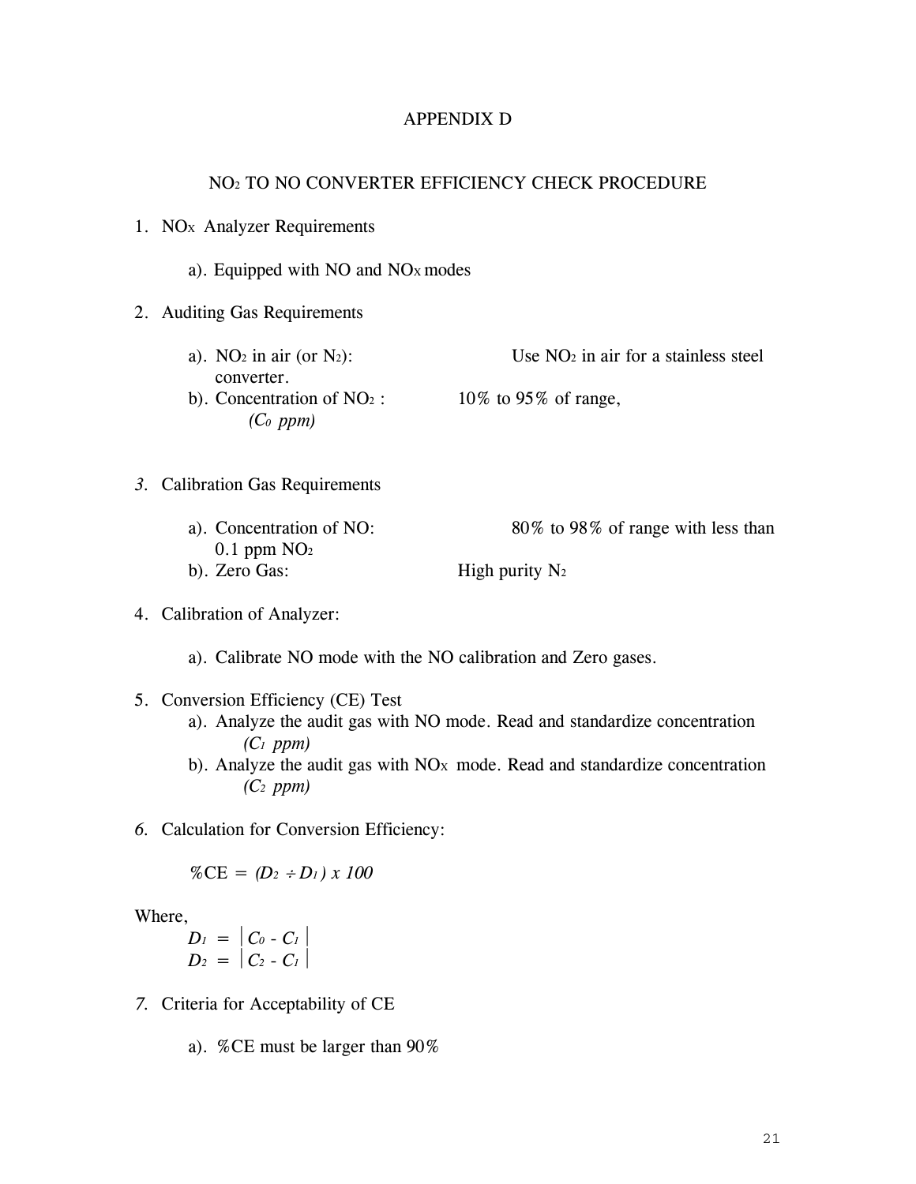# APPENDIX D

## $NO_2$ TO NO CONVERTER EFFICIENCY CHECK PROCEDURE

1. $NO_X$ Analyzer Requirements

   a). Equipped with NO and $NO_X$ modes

2. Auditing Gas Requirements

   a). $NO_2$ in air (or $N_2$): Use $NO_2$ in air for a stainless steel converter.
   
   b). Concentration of $NO_2$ : 10% to 95% of range, *($C_0$ ppm)*

3. Calibration Gas Requirements

   a). Concentration of NO: 80% to 98% of range with less than 0.1 ppm $NO_2$
   
   b). Zero Gas: High purity $N_2$

4. Calibration of Analyzer:

   a). Calibrate NO mode with the NO calibration and Zero gases.

5. Conversion Efficiency (CE) Test

   a). Analyze the audit gas with NO mode. Read and standardize concentration *($C_1$ ppm)*
   
   b). Analyze the audit gas with $NO_X$ mode. Read and standardize concentration *($C_2$ ppm)*

6. Calculation for Conversion Efficiency:

$$\%CE = (D_2 \div D_1) \times 100$$

Where,

$$D_1 = |C_0 - C_1|$$
$$D_2 = |C_2 - C_1|$$

7. Criteria for Acceptability of CE

   a). %CE must be larger than 90%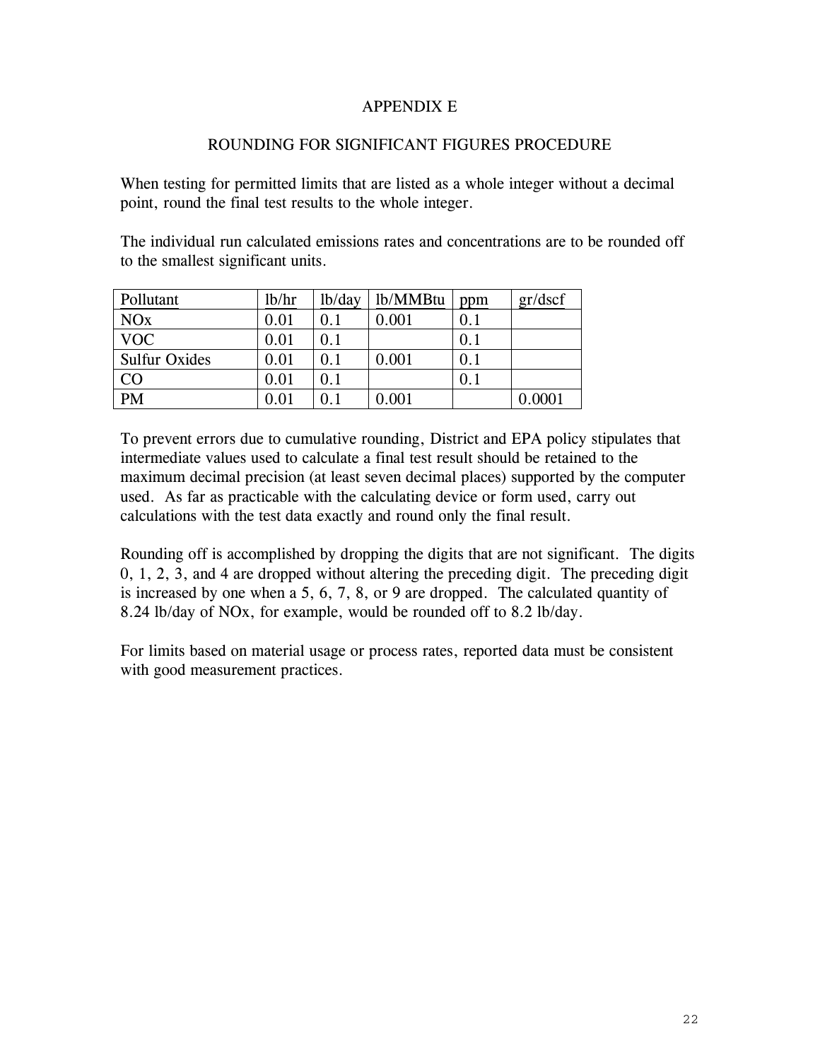# APPENDIX E

## ROUNDING FOR SIGNIFICANT FIGURES PROCEDURE

When testing for permitted limits that are listed as a whole integer without a decimal point, round the final test results to the whole integer.

The individual run calculated emissions rates and concentrations are to be rounded off to the smallest significant units.

| Pollutant | lb/hr | lb/day | lb/MMBtu | ppm | gr/dscf |
|---|---|---|---|---|---|
| NOx | 0.01 | 0.1 | 0.001 | 0.1 | |
| VOC | 0.01 | 0.1 | | 0.1 | |
| Sulfur Oxides | 0.01 | 0.1 | 0.001 | 0.1 | |
| CO | 0.01 | 0.1 | | 0.1 | |
| PM | 0.01 | 0.1 | 0.001 | | 0.0001 |

To prevent errors due to cumulative rounding, District and EPA policy stipulates that intermediate values used to calculate a final test result should be retained to the maximum decimal precision (at least seven decimal places) supported by the computer used. As far as practicable with the calculating device or form used, carry out calculations with the test data exactly and round only the final result.

Rounding off is accomplished by dropping the digits that are not significant. The digits 0, 1, 2, 3, and 4 are dropped without altering the preceding digit. The preceding digit is increased by one when a 5, 6, 7, 8, or 9 are dropped. The calculated quantity of 8.24 lb/day of NOx, for example, would be rounded off to 8.2 lb/day.

For limits based on material usage or process rates, reported data must be consistent with good measurement practices.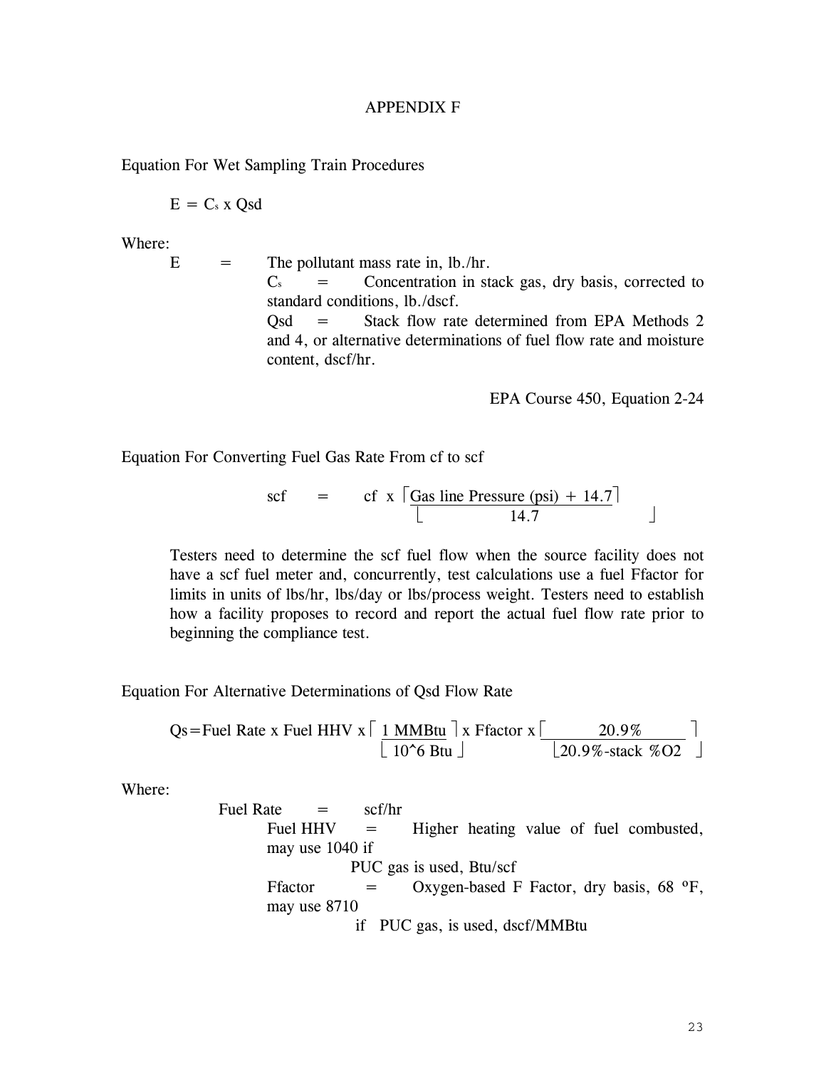# APPENDIX F

Equation For Wet Sampling Train Procedures

$$E = C_s \times Qsd$$

Where:

E = The pollutant mass rate in, lb./hr.

$C_s$ = Concentration in stack gas, dry basis, corrected to standard conditions, lb./dscf.

Qsd = Stack flow rate determined from EPA Methods 2 and 4, or alternative determinations of fuel flow rate and moisture content, dscf/hr.

EPA Course 450, Equation 2-24

Equation For Converting Fuel Gas Rate From cf to scf

$$\text{scf} = \text{cf} \times \left[ \frac{\text{Gas line Pressure (psi)} + 14.7}{14.7} \right]$$

Testers need to determine the scf fuel flow when the source facility does not have a scf fuel meter and, concurrently, test calculations use a fuel Ffactor for limits in units of lbs/hr, lbs/day or lbs/process weight. Testers need to establish how a facility proposes to record and report the actual fuel flow rate prior to beginning the compliance test.

Equation For Alternative Determinations of Qsd Flow Rate

$$Qs = \text{Fuel Rate} \times \text{Fuel HHV} \times \left[ \frac{1 \text{ MMBtu}}{10^6 \text{ Btu}} \right] \times \text{Ffactor} \times \left[ \frac{20.9\%}{20.9\% - \text{stack } \%O2} \right]$$

Where:

Fuel Rate = scf/hr

Fuel HHV = Higher heating value of fuel combusted, may use 1040 if PUC gas is used, Btu/scf

Ffactor = Oxygen-based F Factor, dry basis, 68 ºF, may use 8710 if PUC gas, is used, dscf/MMBtu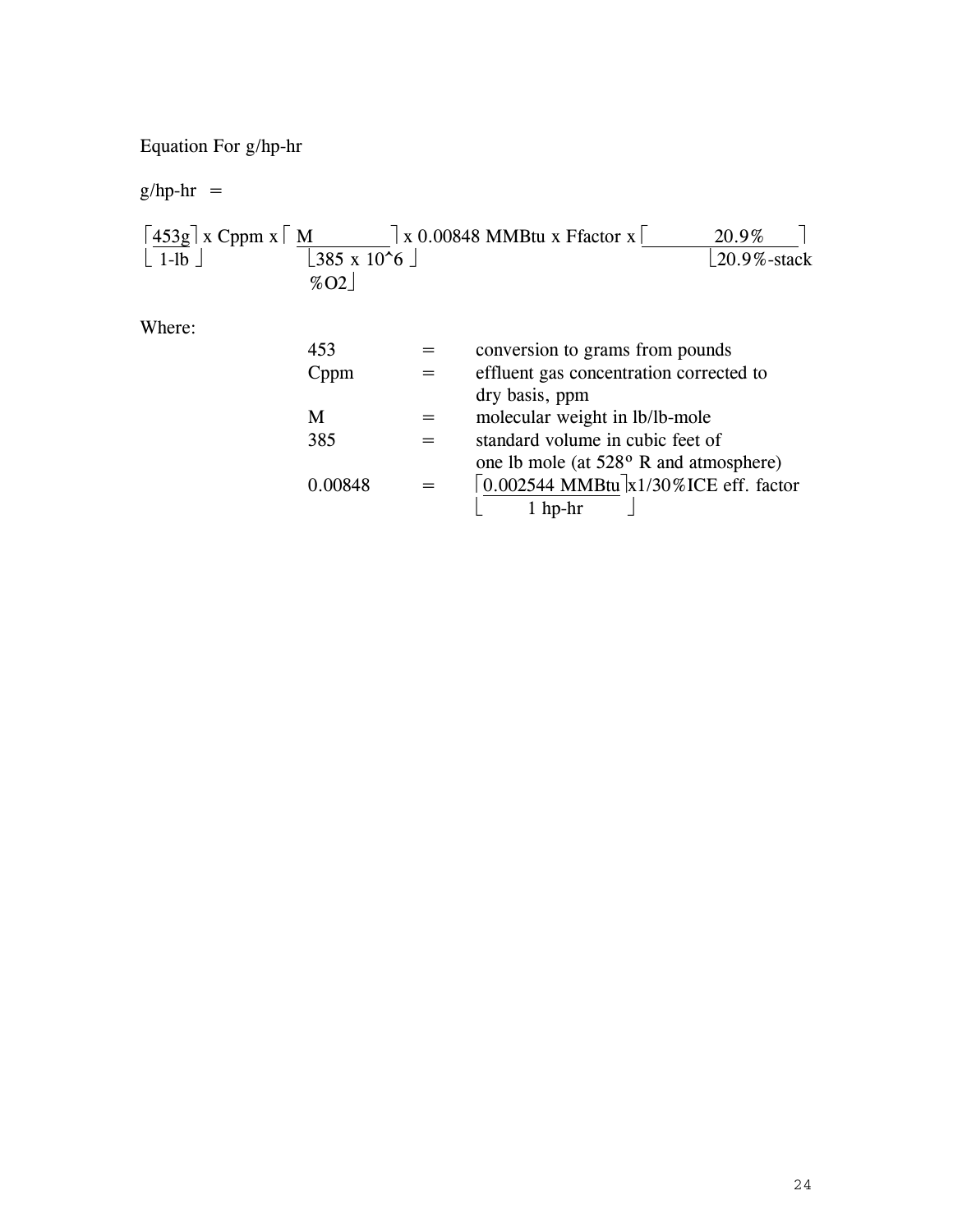Equation For g/hp-hr

g/hp-hr =

$$\left[\frac{453g}{1\text{-lb}}\right] \times \text{Cppm} \times \left[\frac{M}{385 \times 10^{6}}\right] \times 0.00848 \text{ MMBtu} \times \text{Ffactor} \times \left[\frac{20.9\%}{20.9\%\text{-stack }\%O2}\right]$$

Where:

| | | |
|---|---|---|
| 453 | = | conversion to grams from pounds |
| Cppm | = | effluent gas concentration corrected to dry basis, ppm |
| M | = | molecular weight in lb/lb-mole |
| 385 | = | standard volume in cubic feet of one lb mole (at 528° R and atmosphere) |
| 0.00848 | = | $\left[\frac{0.002544 \text{ MMBtu}}{1 \text{ hp-hr}}\right]$ x1/30%ICE eff. factor |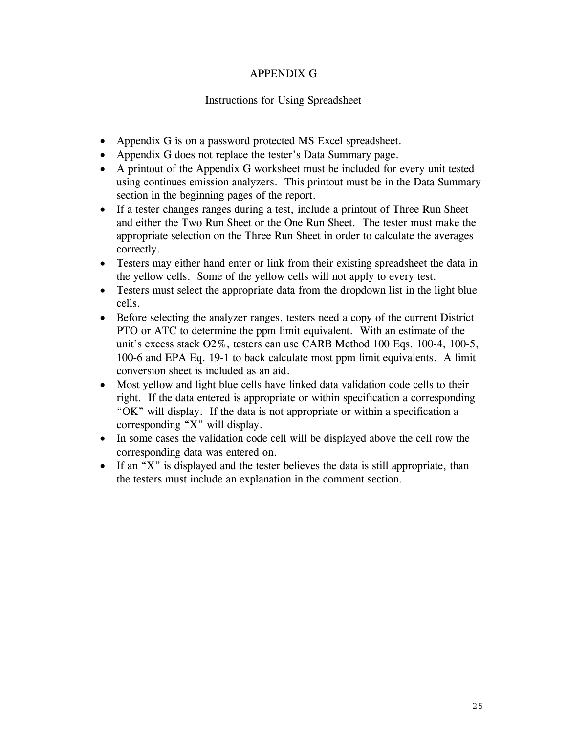# APPENDIX G

## Instructions for Using Spreadsheet

- Appendix G is on a password protected MS Excel spreadsheet.
- Appendix G does not replace the tester's Data Summary page.
- A printout of the Appendix G worksheet must be included for every unit tested using continues emission analyzers. This printout must be in the Data Summary section in the beginning pages of the report.
- If a tester changes ranges during a test, include a printout of Three Run Sheet and either the Two Run Sheet or the One Run Sheet. The tester must make the appropriate selection on the Three Run Sheet in order to calculate the averages correctly.
- Testers may either hand enter or link from their existing spreadsheet the data in the yellow cells. Some of the yellow cells will not apply to every test.
- Testers must select the appropriate data from the dropdown list in the light blue cells.
- Before selecting the analyzer ranges, testers need a copy of the current District PTO or ATC to determine the ppm limit equivalent. With an estimate of the unit's excess stack $O_2$%, testers can use CARB Method 100 Eqs. 100-4, 100-5, 100-6 and EPA Eq. 19-1 to back calculate most ppm limit equivalents. A limit conversion sheet is included as an aid.
- Most yellow and light blue cells have linked data validation code cells to their right. If the data entered is appropriate or within specification a corresponding "OK" will display. If the data is not appropriate or within a specification a corresponding "X" will display.
- In some cases the validation code cell will be displayed above the cell row the corresponding data was entered on.
- If an "X" is displayed and the tester believes the data is still appropriate, than the testers must include an explanation in the comment section.